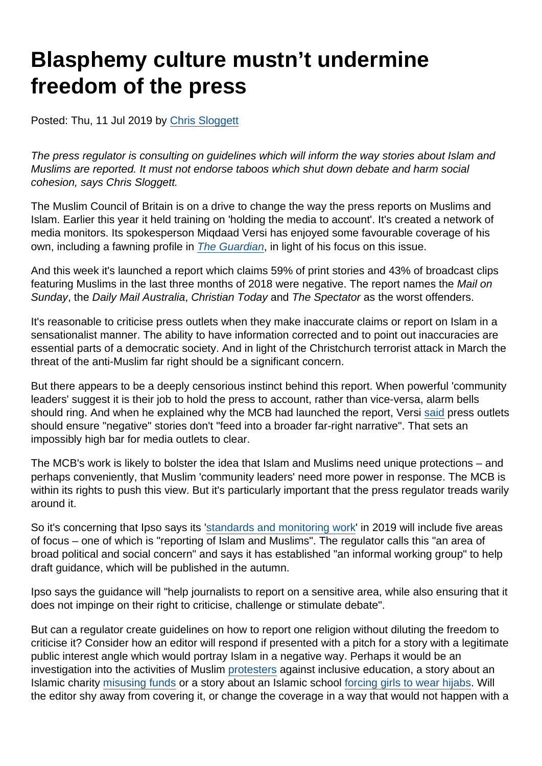# Blasphemy culture mustn't undermine freedom of the press

Posted: Thu, 11 Jul 2019 by Chris Sloggett

*The press regulator is consulting on guidelines which will inform the way stories about Islam and Muslims are reported. It must not endorse taboos which shut down debate and harm social cohesion, says Chris Sloggett.*

The Muslim Council of Britain is on a drive to change the way the press reports on Muslims and Islam. Earlier this year it held training on 'holding the media to account'. It's created a network of media monitors. Its spokesperson Miqdaad Versi has enjoyed some favourable coverage of his own, including a fawning profile in *The Guardian*, in light of his focus on this issue.

And this week it's launched a report which claims 59% of print stories and 43% of broadcast clips featuring Muslims in the last three months of 2018 were negative. The report names the *Mail on Sunday*, the *Daily Mail Australia*, *Christian Today* and *The Spectator* as the worst offenders.

It's reasonable to criticise press outlets when they make inaccurate claims or report on Islam in a sensationalist manner. The ability to have information corrected and to point out inaccuracies are essential parts of a democratic society. And in light of the Christchurch terrorist attack in March the threat of the anti-Muslim far right should be a significant concern.

But there appears to be a deeply censorious instinct behind this report. When powerful 'community leaders' suggest it is their job to hold the press to account, rather than vice-versa, alarm bells should ring. And when he explained why the MCB had launched the report, Versi said press outlets should ensure "negative" stories don't "feed into a broader far-right narrative". That sets an impossibly high bar for media outlets to clear.

The MCB's work is likely to bolster the idea that Islam and Muslims need unique protections – and perhaps conveniently, that Muslim 'community leaders' need more power in response. The MCB is within its rights to push this view. But it's particularly important that the press regulator treads warily around it.

So it's concerning that Ipso says its 'standards and monitoring work' in 2019 will include five areas of focus – one of which is "reporting of Islam and Muslims". The regulator calls this "an area of broad political and social concern" and says it has established "an informal working group" to help draft guidance, which will be published in the autumn.

Ipso says the guidance will "help journalists to report on a sensitive area, while also ensuring that it does not impinge on their right to criticise, challenge or stimulate debate".

But can a regulator create guidelines on how to report one religion without diluting the freedom to criticise it? Consider how an editor will respond if presented with a pitch for a story with a legitimate public interest angle which would portray Islam in a negative way. Perhaps it would be an investigation into the activities of Muslim protesters against inclusive education, a story about an Islamic charity misusing funds or a story about an Islamic school forcing girls to wear hijabs. Will the editor shy away from covering it, or change the coverage in a way that would not happen with a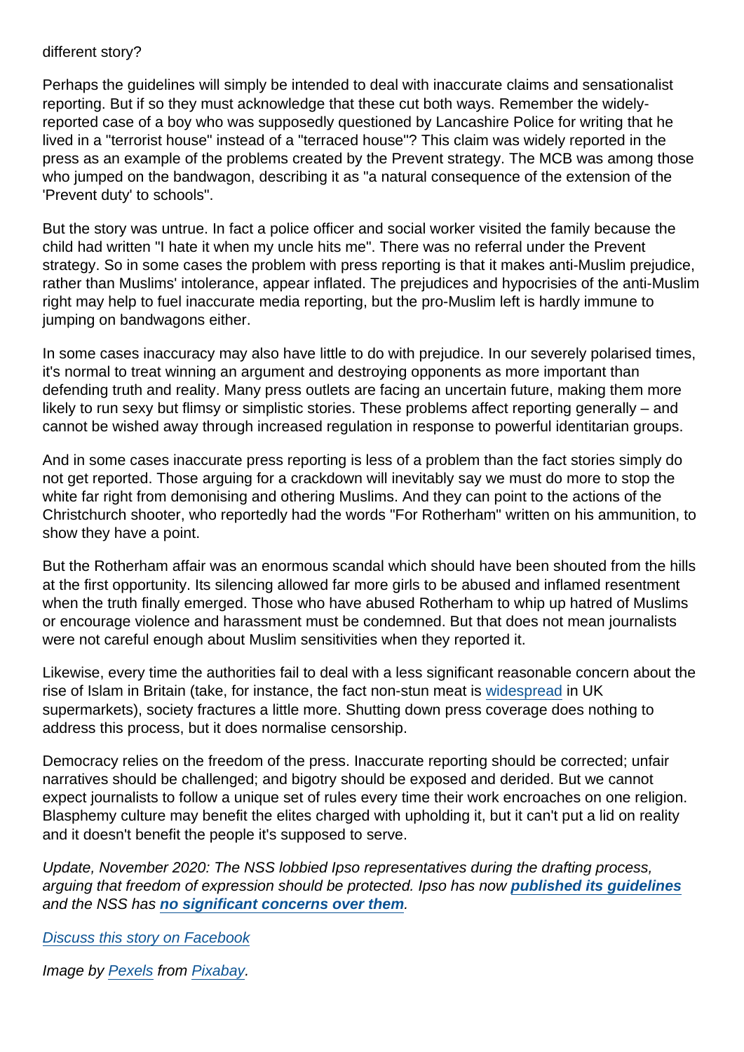different story?

Perhaps the guidelines will simply be intended to deal with inaccurate claims and sensationalist reporting. But if so they must acknowledge that these cut both ways. Remember the widely-reported case of a boy who was supposedly questioned by Lancashire Police for writing that he lived in a "terrorist house" instead of a "terraced house"? This claim was widely reported in the press as an example of the problems created by the Prevent strategy. The MCB was among those who jumped on the bandwagon, describing it as "a natural consequence of the extension of the 'Prevent duty' to schools".

But the story was untrue. In fact a police officer and social worker visited the family because the child had written "I hate it when my uncle hits me". There was no referral under the Prevent strategy. So in some cases the problem with press reporting is that it makes anti-Muslim prejudice, rather than Muslims' intolerance, appear inflated. The prejudices and hypocrisies of the anti-Muslim right may help to fuel inaccurate media reporting, but the pro-Muslim left is hardly immune to jumping on bandwagons either.

In some cases inaccuracy may also have little to do with prejudice. In our severely polarised times, it's normal to treat winning an argument and destroying opponents as more important than defending truth and reality. Many press outlets are facing an uncertain future, making them more likely to run sexy but flimsy or simplistic stories. These problems affect reporting generally – and cannot be wished away through increased regulation in response to powerful identitarian groups.

And in some cases inaccurate press reporting is less of a problem than the fact stories simply do not get reported. Those arguing for a crackdown will inevitably say we must do more to stop the white far right from demonising and othering Muslims. And they can point to the actions of the Christchurch shooter, who reportedly had the words "For Rotherham" written on his ammunition, to show they have a point.

But the Rotherham affair was an enormous scandal which should have been shouted from the hills at the first opportunity. Its silencing allowed far more girls to be abused and inflamed resentment when the truth finally emerged. Those who have abused Rotherham to whip up hatred of Muslims or encourage violence and harassment must be condemned. But that does not mean journalists were not careful enough about Muslim sensitivities when they reported it.

Likewise, every time the authorities fail to deal with a less significant reasonable concern about the rise of Islam in Britain (take, for instance, the fact non-stun meat is [widespread](#) in UK supermarkets), society fractures a little more. Shutting down press coverage does nothing to address this process, but it does normalise censorship.

Democracy relies on the freedom of the press. Inaccurate reporting should be corrected; unfair narratives should be challenged; and bigotry should be exposed and derided. But we cannot expect journalists to follow a unique set of rules every time their work encroaches on one religion. Blasphemy culture may benefit the elites charged with upholding it, but it can't put a lid on reality and it doesn't benefit the people it's supposed to serve.

*Update, November 2020: The NSS lobbied Ipso representatives during the drafting process, arguing that freedom of expression should be protected. Ipso has now* ***[published its guidelines](#)*** *and the NSS has* ***[no significant concerns over them](#)****.*

*[Discuss this story on Facebook](#)*

*Image by [Pexels](#) from [Pixabay](#).*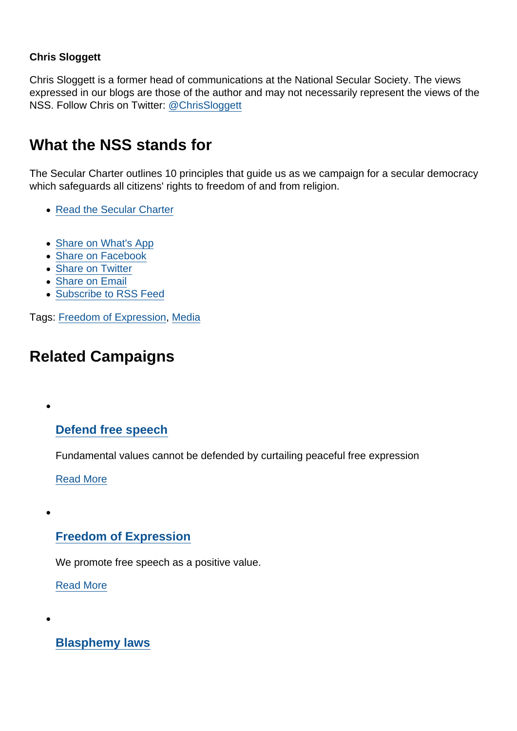**Chris Sloggett**

Chris Sloggett is a former head of communications at the National Secular Society. The views expressed in our blogs are those of the author and may not necessarily represent the views of the NSS. Follow Chris on Twitter: @ChrisSloggett

## What the NSS stands for

The Secular Charter outlines 10 principles that guide us as we campaign for a secular democracy which safeguards all citizens' rights to freedom of and from religion.

- Read the Secular Charter

- Share on What's App
- Share on Facebook
- Share on Twitter
- Share on Email
- Subscribe to RSS Feed

Tags: Freedom of Expression, Media

## Related Campaigns

- ### Defend free speech

  Fundamental values cannot be defended by curtailing peaceful free expression

  Read More

- ### Freedom of Expression

  We promote free speech as a positive value.

  Read More

- ### Blasphemy laws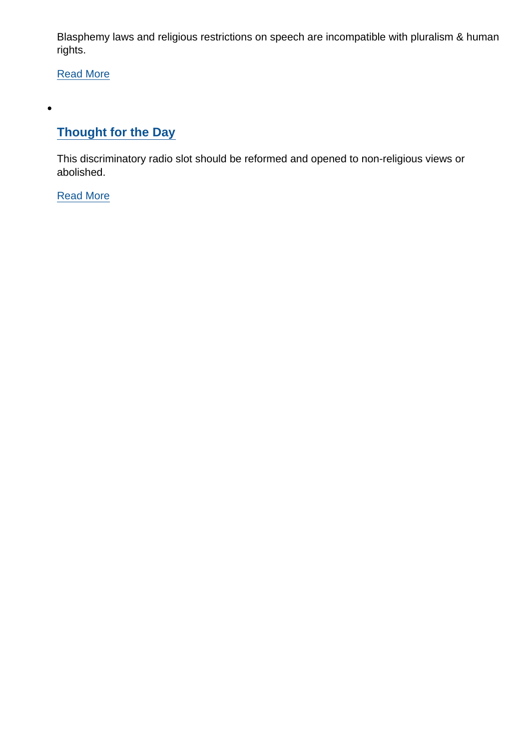Blasphemy laws and religious restrictions on speech are incompatible with pluralism & human rights.

Read More

- ### Thought for the Day

  This discriminatory radio slot should be reformed and opened to non-religious views or abolished.

  Read More